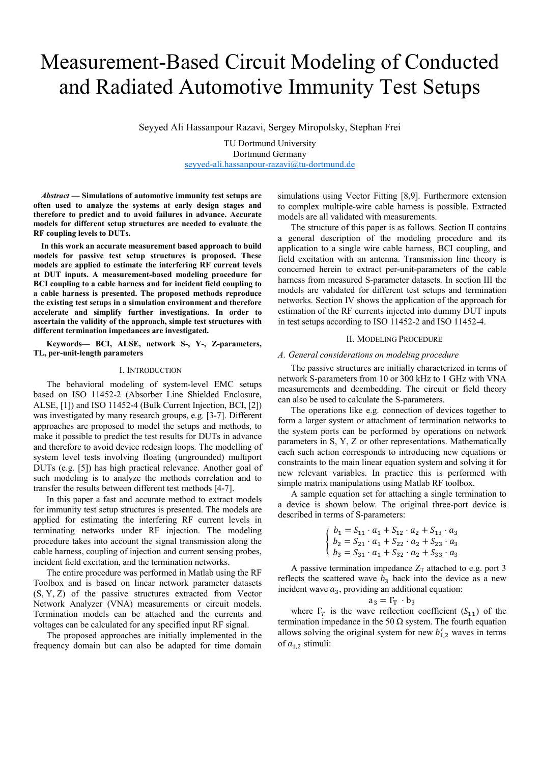# Measurement-Based Circuit Modeling of Conducted and Radiated Automotive Immunity Test Setups

Seyyed Ali Hassanpour Razavi, Sergey Miropolsky, Stephan Frei

TU Dortmund University
Dortmund Germany
seyyed-ali.hassanpour-razavi@tu-dortmund.de

***Abstract* — Simulations of automotive immunity test setups are often used to analyze the systems at early design stages and therefore to predict and to avoid failures in advance. Accurate models for different setup structures are needed to evaluate the RF coupling levels to DUTs.**

**In this work an accurate measurement based approach to build models for passive test setup structures is proposed. These models are applied to estimate the interfering RF current levels at DUT inputs. A measurement-based modeling procedure for BCI coupling to a cable harness and for incident field coupling to a cable harness is presented. The proposed methods reproduce the existing test setups in a simulation environment and therefore accelerate and simplify further investigations. In order to ascertain the validity of the approach, simple test structures with different termination impedances are investigated.**

**Keywords— BCI, ALSE, network S-, Y-, Z-parameters, TL, per-unit-length parameters**

## I. Introduction

The behavioral modeling of system-level EMC setups based on ISO 11452-2 (Absorber Line Shielded Enclosure, ALSE, [1]) and ISO 11452-4 (Bulk Current Injection, BCI, [2]) was investigated by many research groups, e.g. [3-7]. Different approaches are proposed to model the setups and methods, to make it possible to predict the test results for DUTs in advance and therefore to avoid device redesign loops. The modelling of system level tests involving floating (ungrounded) multiport DUTs (e.g. [5]) has high practical relevance. Another goal of such modeling is to analyze the methods correlation and to transfer the results between different test methods [4-7].

In this paper a fast and accurate method to extract models for immunity test setup structures is presented. The models are applied for estimating the interfering RF current levels in terminating networks under RF injection. The modeling procedure takes into account the signal transmission along the cable harness, coupling of injection and current sensing probes, incident field excitation, and the termination networks.

The entire procedure was performed in Matlab using the RF Toolbox and is based on linear network parameter datasets (S, Y, Z) of the passive structures extracted from Vector Network Analyzer (VNA) measurements or circuit models. Termination models can be attached and the currents and voltages can be calculated for any specified input RF signal.

The proposed approaches are initially implemented in the frequency domain but can also be adapted for time domain simulations using Vector Fitting [8,9]. Furthermore extension to complex multiple-wire cable harness is possible. Extracted models are all validated with measurements.

The structure of this paper is as follows. Section II contains a general description of the modeling procedure and its application to a single wire cable harness, BCI coupling, and field excitation with an antenna. Transmission line theory is concerned herein to extract per-unit-parameters of the cable harness from measured S-parameter datasets. In section III the models are validated for different test setups and termination networks. Section IV shows the application of the approach for estimation of the RF currents injected into dummy DUT inputs in test setups according to ISO 11452-2 and ISO 11452-4.

## II. Modeling Procedure

### *A. General considerations on modeling procedure*

The passive structures are initially characterized in terms of network S-parameters from 10 or 300 kHz to 1 GHz with VNA measurements and deembedding. The circuit or field theory can also be used to calculate the S-parameters.

The operations like e.g. connection of devices together to form a larger system or attachment of termination networks to the system ports can be performed by operations on network parameters in S, Y, Z or other representations. Mathematically each such action corresponds to introducing new equations or constraints to the main linear equation system and solving it for new relevant variables. In practice this is performed with simple matrix manipulations using Matlab RF toolbox.

A sample equation set for attaching a single termination to a device is shown below. The original three-port device is described in terms of S-parameters:

$$\begin{cases} b_1 = S_{11} \cdot a_1 + S_{12} \cdot a_2 + S_{13} \cdot a_3 \\ b_2 = S_{21} \cdot a_1 + S_{22} \cdot a_2 + S_{23} \cdot a_3 \\ b_3 = S_{31} \cdot a_1 + S_{32} \cdot a_2 + S_{33} \cdot a_3 \end{cases}$$

A passive termination impedance $Z_T$ attached to e.g. port 3 reflects the scattered wave $b_3$ back into the device as a new incident wave $a_3$, providing an additional equation:

$$a_3 = \Gamma_T \cdot b_3$$

where $\Gamma_T$ is the wave reflection coefficient ($S_{11}$) of the termination impedance in the 50 Ω system. The fourth equation allows solving the original system for new $b'_{1,2}$ waves in terms of $a_{1,2}$ stimuli: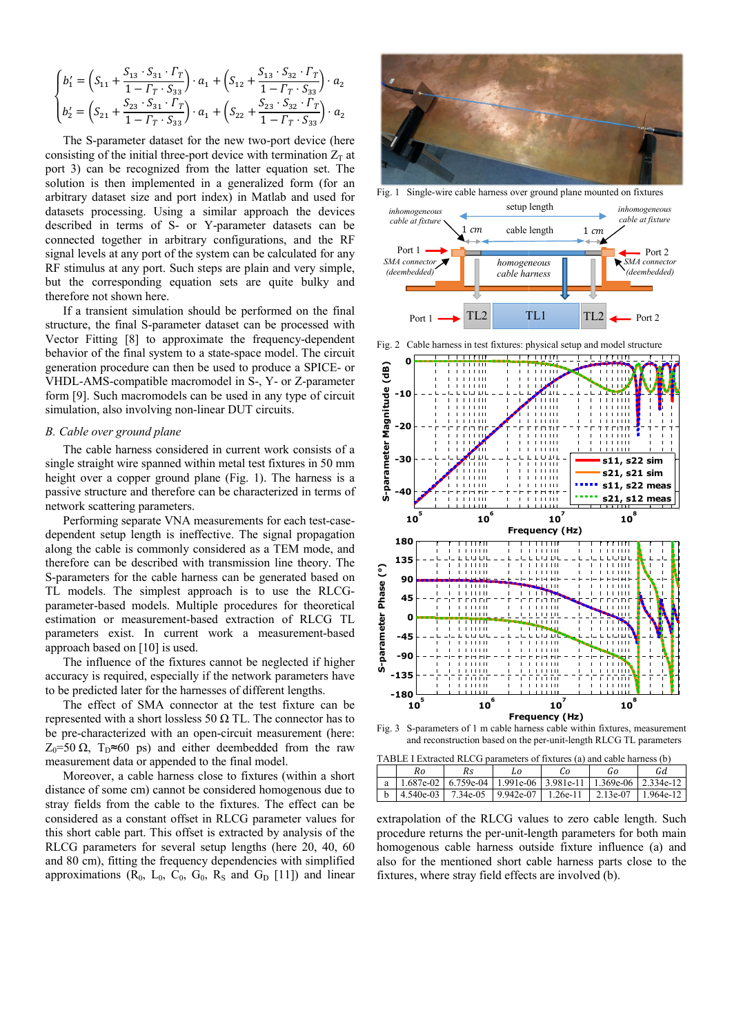$$
\begin{cases}
b_1' = \left(S_{11} + \dfrac{S_{13} \cdot S_{31} \cdot \Gamma_T}{1 - \Gamma_T \cdot S_{33}}\right) \cdot a_1 + \left(S_{12} + \dfrac{S_{13} \cdot S_{32} \cdot \Gamma_T}{1 - \Gamma_T \cdot S_{33}}\right) \cdot a_2 \\
b_2' = \left(S_{21} + \dfrac{S_{23} \cdot S_{31} \cdot \Gamma_T}{1 - \Gamma_T \cdot S_{33}}\right) \cdot a_1 + \left(S_{22} + \dfrac{S_{23} \cdot S_{32} \cdot \Gamma_T}{1 - \Gamma_T \cdot S_{33}}\right) \cdot a_2
\end{cases}
$$

The S-parameter dataset for the new two-port device (here consisting of the initial three-port device with termination $Z_T$ at port 3) can be recognized from the latter equation set. The solution is then implemented in a generalized form (for an arbitrary dataset size and port index) in Matlab and used for datasets processing. Using a similar approach the devices described in terms of S- or Y-parameter datasets can be connected together in arbitrary configurations, and the RF signal levels at any port of the system can be calculated for any RF stimulus at any port. Such steps are plain and very simple, but the corresponding equation sets are quite bulky and therefore not shown here.

If a transient simulation should be performed on the final structure, the final S-parameter dataset can be processed with Vector Fitting [8] to approximate the frequency-dependent behavior of the final system to a state-space model. The circuit generation procedure can then be used to produce a SPICE- or VHDL-AMS-compatible macromodel in S-, Y- or Z-parameter form [9]. Such macromodels can be used in any type of circuit simulation, also involving non-linear DUT circuits.

### *B. Cable over ground plane*

The cable harness considered in current work consists of a single straight wire spanned within metal test fixtures in 50 mm height over a copper ground plane (Fig. 1). The harness is a passive structure and therefore can be characterized in terms of network scattering parameters.

Performing separate VNA measurements for each test-case-dependent setup length is ineffective. The signal propagation along the cable is commonly considered as a TEM mode, and therefore can be described with transmission line theory. The S-parameters for the cable harness can be generated based on TL models. The simplest approach is to use the RLCG-parameter-based models. Multiple procedures for theoretical estimation or measurement-based extraction of RLCG TL parameters exist. In current work a measurement-based approach based on [10] is used.

The influence of the fixtures cannot be neglected if higher accuracy is required, especially if the network parameters have to be predicted later for the harnesses of different lengths.

The effect of SMA connector at the test fixture can be represented with a short lossless 50 Ω TL. The connector has to be pre-characterized with an open-circuit measurement (here: $Z_0$=50 Ω, $T_D$≈60 ps) and either deembedded from the raw measurement data or appended to the final model.

Moreover, a cable harness close to fixtures (within a short distance of some cm) cannot be considered homogenous due to stray fields from the cable to the fixtures. The effect can be considered as a constant offset in RLCG parameter values for this short cable part. This offset is extracted by analysis of the RLCG parameters for several setup lengths (here 20, 40, 60 and 80 cm), fitting the frequency dependencies with simplified approximations ($R_0$, $L_0$, $C_0$, $G_0$, $R_S$ and $G_D$ [11]) and linear extrapolation of the RLCG values to zero cable length. Such procedure returns the per-unit-length parameters for both main homogenous cable harness outside fixture influence (a) and also for the mentioned short cable harness parts close to the fixtures, where stray field effects are involved (b).

Fig. 1 Single-wire cable harness over ground plane mounted on fixtures

Fig. 2 Cable harness in test fixtures: physical setup and model structure

Fig. 3 S-parameters of 1 m cable harness cable within fixtures, measurement and reconstruction based on the per-unit-length RLCG TL parameters

TABLE I Extracted RLCG parameters of fixtures (a) and cable harness (b)

| | *Ro* | *Rs* | *Lo* | *Co* | *Go* | *Gd* |
|---|---|---|---|---|---|---|
| a | 1.687e-02 | 6.759e-04 | 1.991e-06 | 3.981e-11 | 1.369e-06 | 2.334e-12 |
| b | 4.540e-03 | 7.34e-05 | 9.942e-07 | 1.26e-11 | 2.13e-07 | 1.964e-12 |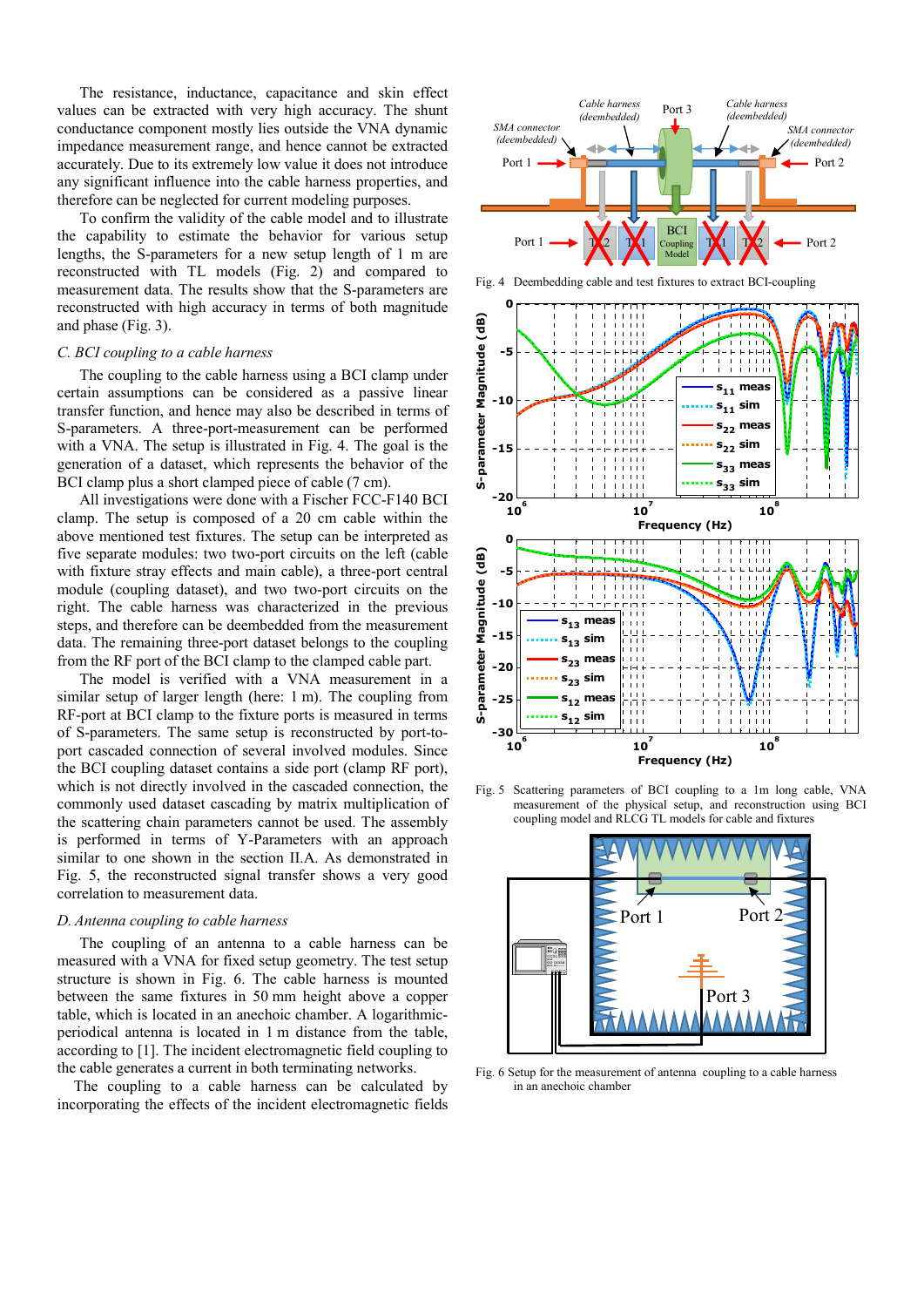The resistance, inductance, capacitance and skin effect values can be extracted with very high accuracy. The shunt conductance component mostly lies outside the VNA dynamic impedance measurement range, and hence cannot be extracted accurately. Due to its extremely low value it does not introduce any significant influence into the cable harness properties, and therefore can be neglected for current modeling purposes.

To confirm the validity of the cable model and to illustrate the capability to estimate the behavior for various setup lengths, the S-parameters for a new setup length of 1 m are reconstructed with TL models (Fig. 2) and compared to measurement data. The results show that the S-parameters are reconstructed with high accuracy in terms of both magnitude and phase (Fig. 3).

### *C. BCI coupling to a cable harness*

The coupling to the cable harness using a BCI clamp under certain assumptions can be considered as a passive linear transfer function, and hence may also be described in terms of S-parameters. A three-port-measurement can be performed with a VNA. The setup is illustrated in Fig. 4. The goal is the generation of a dataset, which represents the behavior of the BCI clamp plus a short clamped piece of cable (7 cm).

All investigations were done with a Fischer FCC-F140 BCI clamp. The setup is composed of a 20 cm cable within the above mentioned test fixtures. The setup can be interpreted as five separate modules: two two-port circuits on the left (cable with fixture stray effects and main cable), a three-port central module (coupling dataset), and two two-port circuits on the right. The cable harness was characterized in the previous steps, and therefore can be deembedded from the measurement data. The remaining three-port dataset belongs to the coupling from the RF port of the BCI clamp to the clamped cable part.

The model is verified with a VNA measurement in a similar setup of larger length (here: 1 m). The coupling from RF-port at BCI clamp to the fixture ports is measured in terms of S-parameters. The same setup is reconstructed by port-to-port cascaded connection of several involved modules. Since the BCI coupling dataset contains a side port (clamp RF port), which is not directly involved in the cascaded connection, the commonly used dataset cascading by matrix multiplication of the scattering chain parameters cannot be used. The assembly is performed in terms of Y-Parameters with an approach similar to one shown in the section II.A. As demonstrated in Fig. 5, the reconstructed signal transfer shows a very good correlation to measurement data.

### *D. Antenna coupling to cable harness*

The coupling of an antenna to a cable harness can be measured with a VNA for fixed setup geometry. The test setup structure is shown in Fig. 6. The cable harness is mounted between the same fixtures in 50 mm height above a copper table, which is located in an anechoic chamber. A logarithmic-periodical antenna is located in 1 m distance from the table, according to [1]. The incident electromagnetic field coupling to the cable generates a current in both terminating networks.

The coupling to a cable harness can be calculated by incorporating the effects of the incident electromagnetic fields

Fig. 4 Deembedding cable and test fixtures to extract BCI-coupling

Fig. 5 Scattering parameters of BCI coupling to a 1m long cable, VNA measurement of the physical setup, and reconstruction using BCI coupling model and RLCG TL models for cable and fixtures

Fig. 6 Setup for the measurement of antenna coupling to a cable harness in an anechoic chamber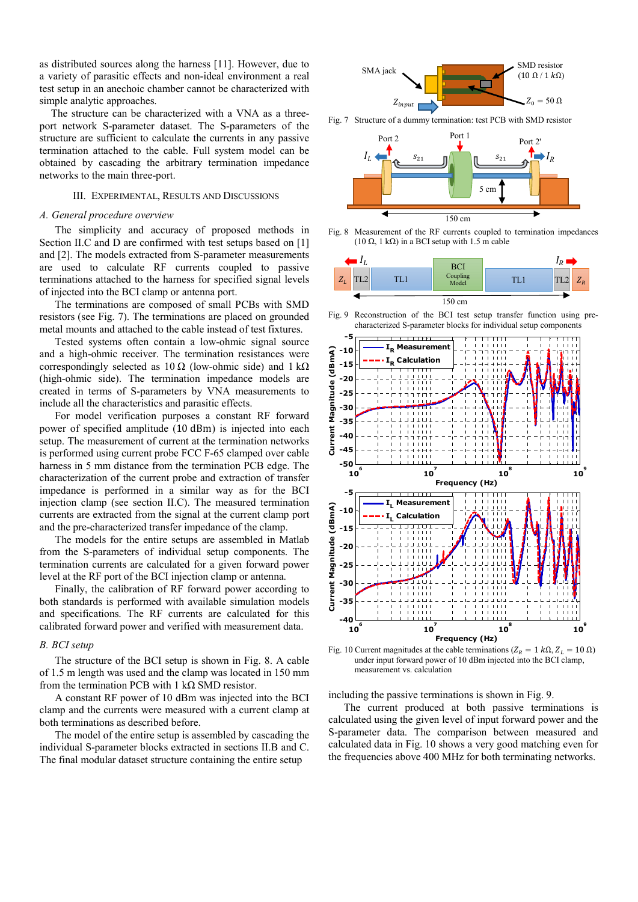as distributed sources along the harness [11]. However, due to a variety of parasitic effects and non-ideal environment a real test setup in an anechoic chamber cannot be characterized with simple analytic approaches.

The structure can be characterized with a VNA as a three-port network S-parameter dataset. The S-parameters of the structure are sufficient to calculate the currents in any passive termination attached to the cable. Full system model can be obtained by cascading the arbitrary termination impedance networks to the main three-port.

## III. Experimental, Results and Discussions

### A. General procedure overview

The simplicity and accuracy of proposed methods in Section II.C and D are confirmed with test setups based on [1] and [2]. The models extracted from S-parameter measurements are used to calculate RF currents coupled to passive terminations attached to the harness for specified signal levels of injected into the BCI clamp or antenna port.

The terminations are composed of small PCBs with SMD resistors (see Fig. 7). The terminations are placed on grounded metal mounts and attached to the cable instead of test fixtures.

Tested systems often contain a low-ohmic signal source and a high-ohmic receiver. The termination resistances were correspondingly selected as 10 Ω (low-ohmic side) and 1 kΩ (high-ohmic side). The termination impedance models are created in terms of S-parameters by VNA measurements to include all the characteristics and parasitic effects.

For model verification purposes a constant RF forward power of specified amplitude (10 dBm) is injected into each setup. The measurement of current at the termination networks is performed using current probe FCC F-65 clamped over cable harness in 5 mm distance from the termination PCB edge. The characterization of the current probe and extraction of transfer impedance is performed in a similar way as for the BCI injection clamp (see section II.C). The measured termination currents are extracted from the signal at the current clamp port and the pre-characterized transfer impedance of the clamp.

The models for the entire setups are assembled in Matlab from the S-parameters of individual setup components. The termination currents are calculated for a given forward power level at the RF port of the BCI injection clamp or antenna.

Finally, the calibration of RF forward power according to both standards is performed with available simulation models and specifications. The RF currents are calculated for this calibrated forward power and verified with measurement data.

### B. BCI setup

The structure of the BCI setup is shown in Fig. 8. A cable of 1.5 m length was used and the clamp was located in 150 mm from the termination PCB with 1 kΩ SMD resistor.

A constant RF power of 10 dBm was injected into the BCI clamp and the currents were measured with a current clamp at both terminations as described before.

The model of the entire setup is assembled by cascading the individual S-parameter blocks extracted in sections II.B and C. The final modular dataset structure containing the entire setup including the passive terminations is shown in Fig. 9.

Fig. 7 Structure of a dummy termination: test PCB with SMD resistor

Fig. 8 Measurement of the RF currents coupled to termination impedances (10 Ω, 1 kΩ) in a BCI setup with 1.5 m cable

Fig. 9 Reconstruction of the BCI test setup transfer function using pre-characterized S-parameter blocks for individual setup components

Fig. 10 Current magnitudes at the cable terminations ($Z_R = 1\,k\Omega, Z_L = 10\,\Omega$) under input forward power of 10 dBm injected into the BCI clamp, measurement vs. calculation

The current produced at both passive terminations is calculated using the given level of input forward power and the S-parameter data. The comparison between measured and calculated data in Fig. 10 shows a very good matching even for the frequencies above 400 MHz for both terminating networks.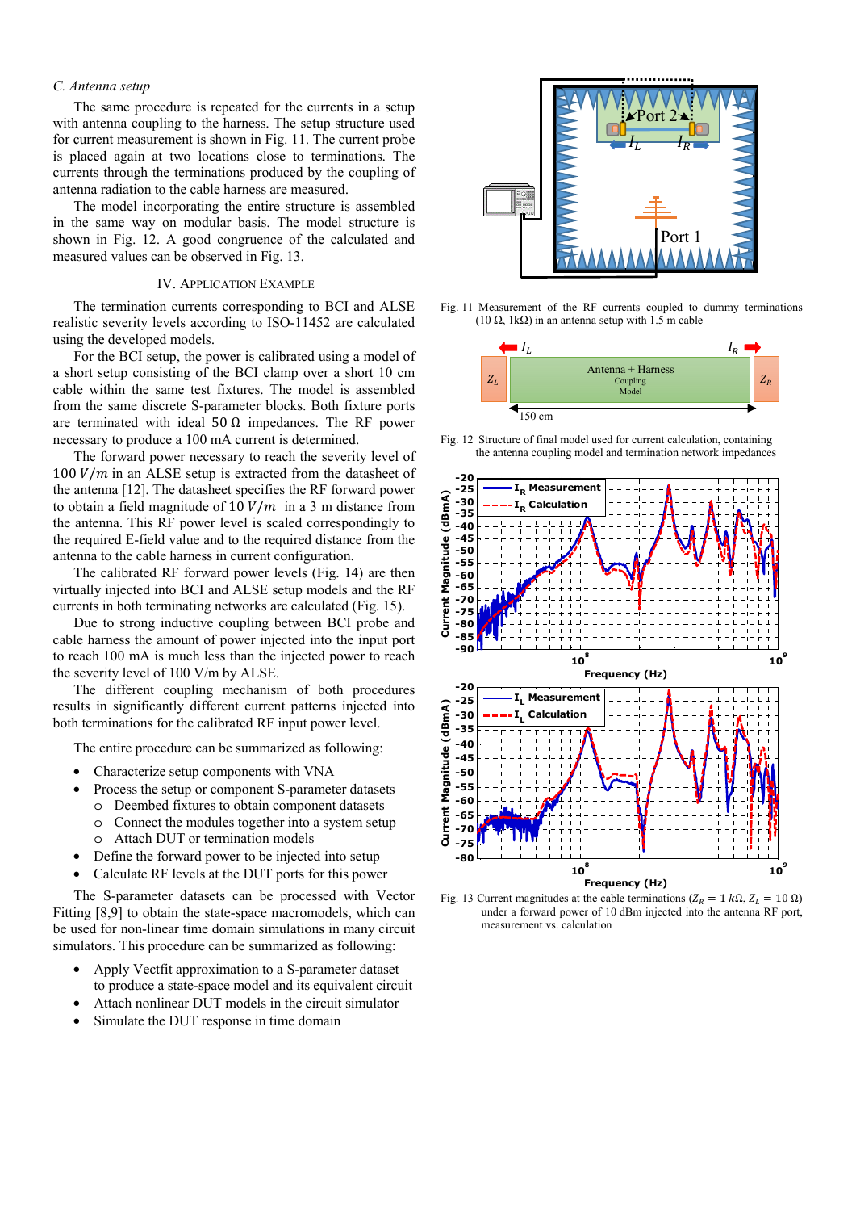### C. Antenna setup

The same procedure is repeated for the currents in a setup with antenna coupling to the harness. The setup structure used for current measurement is shown in Fig. 11. The current probe is placed again at two locations close to terminations. The currents through the terminations produced by the coupling of antenna radiation to the cable harness are measured.

The model incorporating the entire structure is assembled in the same way on modular basis. The model structure is shown in Fig. 12. A good congruence of the calculated and measured values can be observed in Fig. 13.

## IV. Application Example

The termination currents corresponding to BCI and ALSE realistic severity levels according to ISO-11452 are calculated using the developed models.

For the BCI setup, the power is calibrated using a model of a short setup consisting of the BCI clamp over a short 10 cm cable within the same test fixtures. The model is assembled from the same discrete S-parameter blocks. Both fixture ports are terminated with ideal 50 Ω impedances. The RF power necessary to produce a 100 mA current is determined.

The forward power necessary to reach the severity level of 100 $V/m$ in an ALSE setup is extracted from the datasheet of the antenna [12]. The datasheet specifies the RF forward power to obtain a field magnitude of 10 $V/m$ in a 3 m distance from the antenna. This RF power level is scaled correspondingly to the required E-field value and to the required distance from the antenna to the cable harness in current configuration.

The calibrated RF forward power levels (Fig. 14) are then virtually injected into BCI and ALSE setup models and the RF currents in both terminating networks are calculated (Fig. 15).

Due to strong inductive coupling between BCI probe and cable harness the amount of power injected into the input port to reach 100 mA is much less than the injected power to reach the severity level of 100 V/m by ALSE.

The different coupling mechanism of both procedures results in significantly different current patterns injected into both terminations for the calibrated RF input power level.

The entire procedure can be summarized as following:

- Characterize setup components with VNA
- Process the setup or component S-parameter datasets
  - Deembed fixtures to obtain component datasets
  - Connect the modules together into a system setup
  - Attach DUT or termination models
- Define the forward power to be injected into setup
- Calculate RF levels at the DUT ports for this power

The S-parameter datasets can be processed with Vector Fitting [8,9] to obtain the state-space macromodels, which can be used for non-linear time domain simulations in many circuit simulators. This procedure can be summarized as following:

- Apply Vectfit approximation to a S-parameter dataset to produce a state-space model and its equivalent circuit
- Attach nonlinear DUT models in the circuit simulator
- Simulate the DUT response in time domain

Fig. 11 Measurement of the RF currents coupled to dummy terminations (10 Ω, 1kΩ) in an antenna setup with 1.5 m cable

Fig. 12 Structure of final model used for current calculation, containing the antenna coupling model and termination network impedances

Fig. 13 Current magnitudes at the cable terminations ($Z_R = 1\ k\Omega$, $Z_L = 10\ \Omega$) under a forward power of 10 dBm injected into the antenna RF port, measurement vs. calculation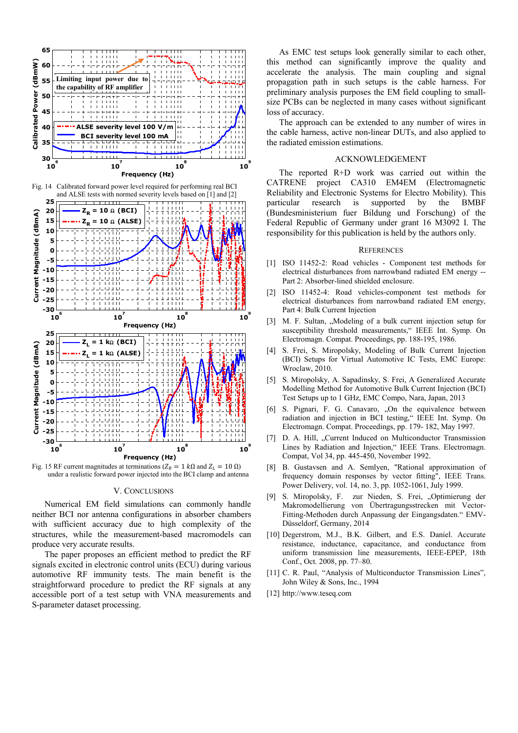Calibrated Power (dBmW)

65
60
55
50
45
40
35
30

Limiting input power due to the capability of RF amplifier

ALSE severity level 100 V/m

BCI severity level 100 mA

$10^6$ $10^7$ $10^8$ $10^9$

Frequency (Hz)

Fig. 14 Calibrated forward power level required for performing real BCI and ALSE tests with normed severity levels based on [1] and [2]

Current Magnitude (dBmA)

25
20
15
10
5
0
-5
-10
-15
-20
-25
-30

$Z_R$ = 10 Ω (BCI)

$Z_R$ = 10 Ω (ALSE)

$10^6$ $10^7$ $10^8$ $10^9$

Frequency (Hz)

Current Magnitude (dBmA)

25
20
15
10
5
0
-5
-10
-15
-20
-25
-30

$Z_L$ = 1 kΩ (BCI)

$Z_L$ = 1 kΩ (ALSE)

$10^6$ $10^7$ $10^8$ $10^9$

Frequency (Hz)

Fig. 15 RF current magnitudes at terminations ($Z_R = 1\,k\Omega$ and $Z_L = 10\,\Omega$) under a realistic forward power injected into the BCI clamp and antenna

## V. Conclusions

Numerical EM field simulations can commonly handle neither BCI nor antenna configurations in absorber chambers with sufficient accuracy due to high complexity of the structures, while the measurement-based macromodels can produce very accurate results.

The paper proposes an efficient method to predict the RF signals excited in electronic control units (ECU) during various automotive RF immunity tests. The main benefit is the straightforward procedure to predict the RF signals at any accessible port of a test setup with VNA measurements and S-parameter dataset processing.

As EMC test setups look generally similar to each other, this method can significantly improve the quality and accelerate the analysis. The main coupling and signal propagation path in such setups is the cable harness. For preliminary analysis purposes the EM field coupling to small-size PCBs can be neglected in many cases without significant loss of accuracy.

The approach can be extended to any number of wires in the cable harness, active non-linear DUTs, and also applied to the radiated emission estimations.

## Acknowledgement

The reported R+D work was carried out within the CATRENE project CA310 EM4EM (Electromagnetic Reliability and Electronic Systems for Electro Mobility). This particular research is supported by the BMBF (Bundesministerium fuer Bildung und Forschung) of the Federal Republic of Germany under grant 16 M3092 I. The responsibility for this publication is held by the authors only.

## References

[1] ISO 11452-2: Road vehicles - Component test methods for electrical disturbances from narrowband radiated EM energy -- Part 2: Absorber-lined shielded enclosure.

[2] ISO 11452-4: Road vehicles-component test methods for electrical disturbances from narrowband radiated EM energy, Part 4: Bulk Current Injection

[3] M. F. Sultan, „Modeling of a bulk current injection setup for susceptibility threshold measurements," IEEE Int. Symp. On Electromagn. Compat. Proceedings, pp. 188-195, 1986.

[4] S. Frei, S. Miropolsky, Modeling of Bulk Current Injection (BCI) Setups for Virtual Automotive IC Tests, EMC Europe: Wroclaw, 2010.

[5] S. Miropolsky, A. Sapadinsky, S. Frei, A Generalized Accurate Modelling Method for Automotive Bulk Current Injection (BCI) Test Setups up to 1 GHz, EMC Compo, Nara, Japan, 2013

[6] S. Pignari, F. G. Canavaro, „On the equivalence between radiation and injection in BCI testing," IEEE Int. Symp. On Electromagn. Compat. Proceedings, pp. 179- 182, May 1997.

[7] D. A. Hill, „Current Induced on Multiconductor Transmission Lines by Radiation and Injection," IEEE Trans. Electromagn. Compat, Vol 34, pp. 445-450, November 1992.

[8] B. Gustavsen and A. Semlyen, "Rational approximation of frequency domain responses by vector fitting", IEEE Trans. Power Delivery, vol. 14, no. 3, pp. 1052-1061, July 1999.

[9] S. Miropolsky, F. zur Nieden, S. Frei, „Optimierung der Makromodellierung von Übertragungsstrecken mit Vector-Fitting-Methoden durch Anpassung der Eingangsdaten." EMV-Düsseldorf, Germany, 2014

[10] Degerstrom, M.J., B.K. Gilbert, and E.S. Daniel. Accurate resistance, inductance, capacitance, and conductance from uniform transmission line measurements, IEEE-EPEP, 18th Conf., Oct. 2008, pp. 77–80.

[11] C. R. Paul, "Analysis of Multiconductor Transmission Lines", John Wiley & Sons, Inc., 1994

[12] http://www.teseq.com